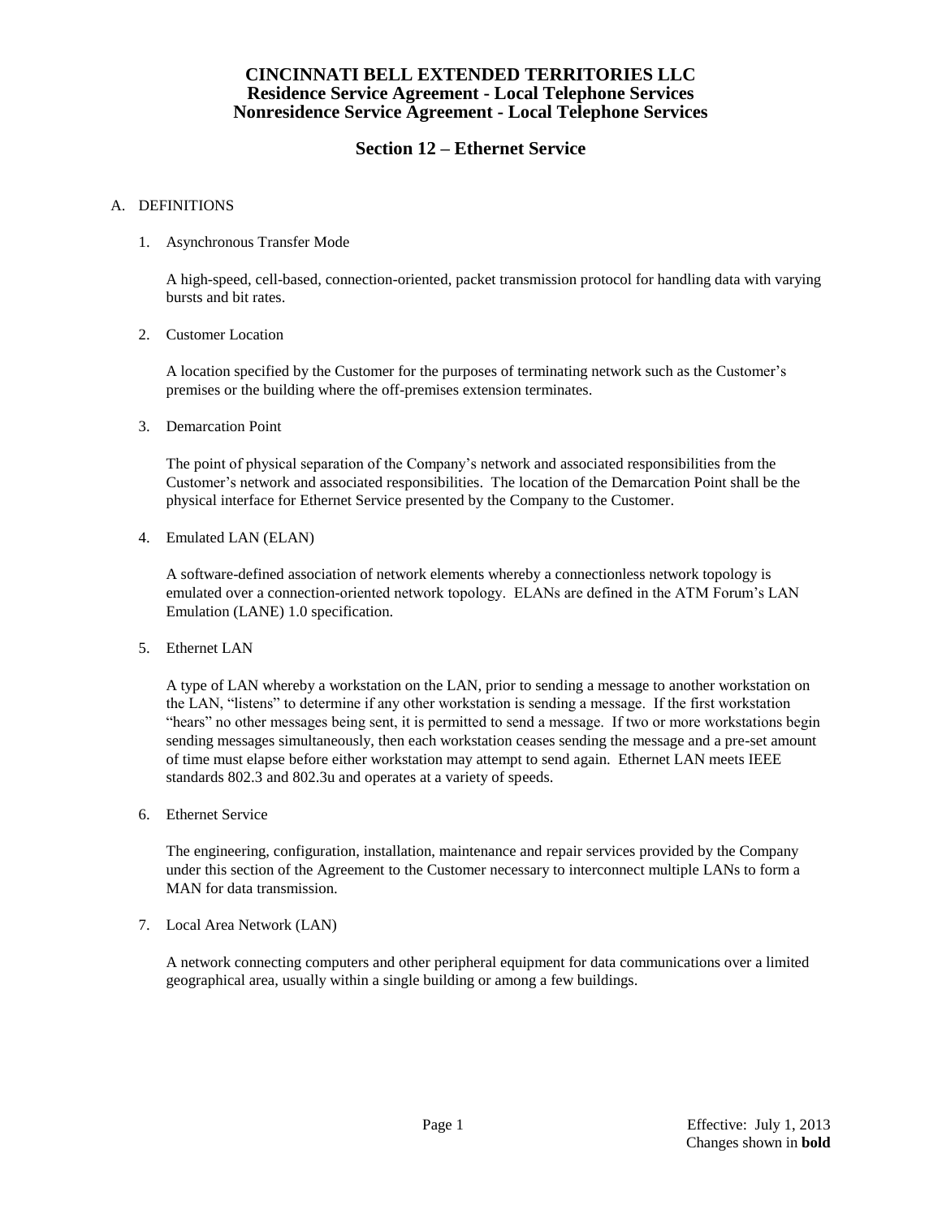**CINCINNATI BELL EXTENDED TERRITORIES LLC**
**Residence Service Agreement - Local Telephone Services**
**Nonresidence Service Agreement - Local Telephone Services**

## Section 12 – Ethernet Service

A. DEFINITIONS

1. Asynchronous Transfer Mode

   A high-speed, cell-based, connection-oriented, packet transmission protocol for handling data with varying bursts and bit rates.

2. Customer Location

   A location specified by the Customer for the purposes of terminating network such as the Customer's premises or the building where the off-premises extension terminates.

3. Demarcation Point

   The point of physical separation of the Company's network and associated responsibilities from the Customer's network and associated responsibilities. The location of the Demarcation Point shall be the physical interface for Ethernet Service presented by the Company to the Customer.

4. Emulated LAN (ELAN)

   A software-defined association of network elements whereby a connectionless network topology is emulated over a connection-oriented network topology. ELANs are defined in the ATM Forum's LAN Emulation (LANE) 1.0 specification.

5. Ethernet LAN

   A type of LAN whereby a workstation on the LAN, prior to sending a message to another workstation on the LAN, "listens" to determine if any other workstation is sending a message. If the first workstation "hears" no other messages being sent, it is permitted to send a message. If two or more workstations begin sending messages simultaneously, then each workstation ceases sending the message and a pre-set amount of time must elapse before either workstation may attempt to send again. Ethernet LAN meets IEEE standards 802.3 and 802.3u and operates at a variety of speeds.

6. Ethernet Service

   The engineering, configuration, installation, maintenance and repair services provided by the Company under this section of the Agreement to the Customer necessary to interconnect multiple LANs to form a MAN for data transmission.

7. Local Area Network (LAN)

   A network connecting computers and other peripheral equipment for data communications over a limited geographical area, usually within a single building or among a few buildings.

Effective: July 1, 2013
Changes shown in **bold**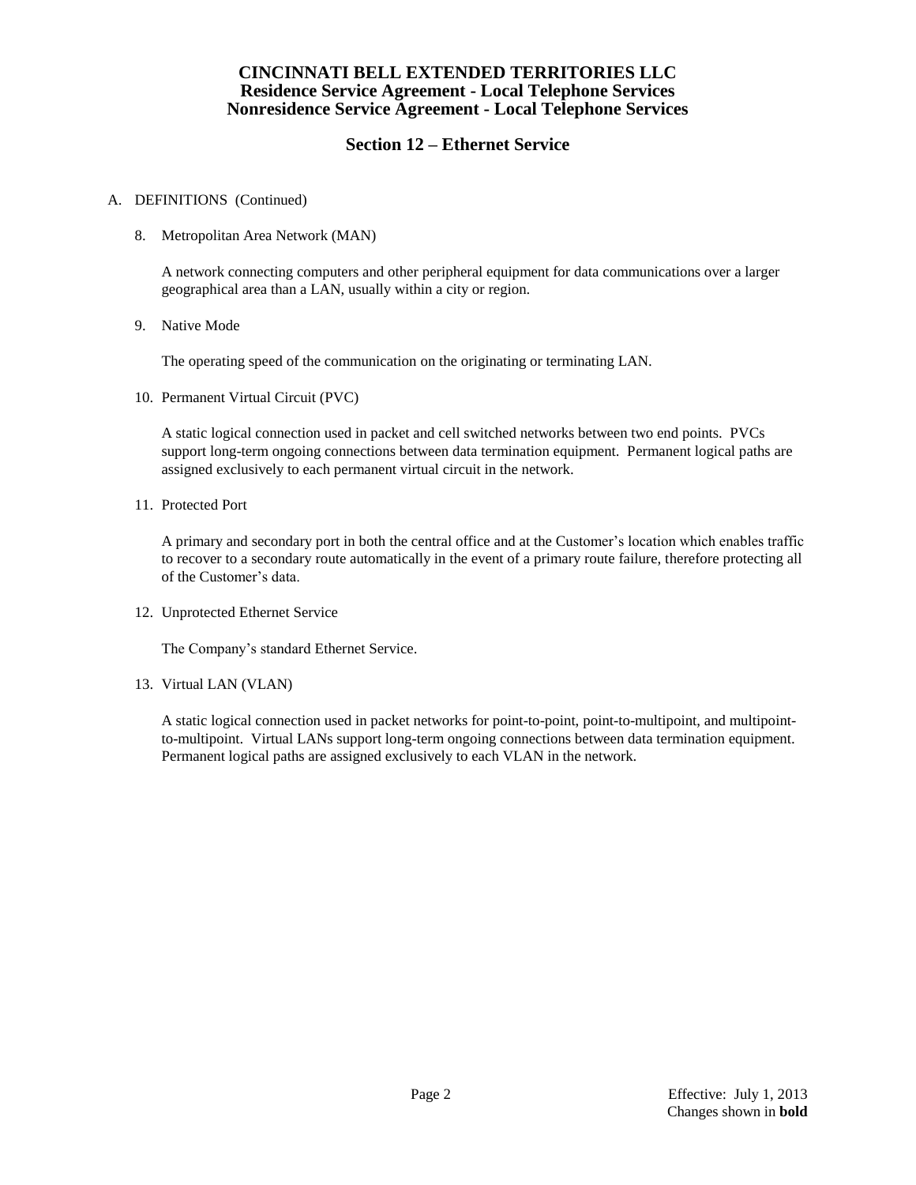# CINCINNATI BELL EXTENDED TERRITORIES LLC
## Residence Service Agreement - Local Telephone Services
## Nonresidence Service Agreement - Local Telephone Services

## Section 12 – Ethernet Service

A. DEFINITIONS (Continued)

8. Metropolitan Area Network (MAN)

   A network connecting computers and other peripheral equipment for data communications over a larger geographical area than a LAN, usually within a city or region.

9. Native Mode

   The operating speed of the communication on the originating or terminating LAN.

10. Permanent Virtual Circuit (PVC)

    A static logical connection used in packet and cell switched networks between two end points. PVCs support long-term ongoing connections between data termination equipment. Permanent logical paths are assigned exclusively to each permanent virtual circuit in the network.

11. Protected Port

    A primary and secondary port in both the central office and at the Customer's location which enables traffic to recover to a secondary route automatically in the event of a primary route failure, therefore protecting all of the Customer's data.

12. Unprotected Ethernet Service

    The Company's standard Ethernet Service.

13. Virtual LAN (VLAN)

    A static logical connection used in packet networks for point-to-point, point-to-multipoint, and multipoint-to-multipoint. Virtual LANs support long-term ongoing connections between data termination equipment. Permanent logical paths are assigned exclusively to each VLAN in the network.

Effective: July 1, 2013
Changes shown in **bold**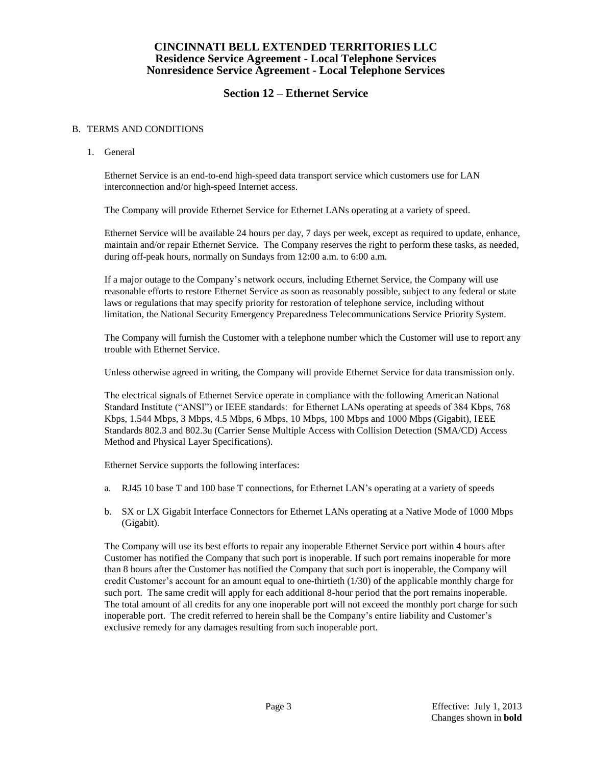# CINCINNATI BELL EXTENDED TERRITORIES LLC
## Residence Service Agreement - Local Telephone Services
## Nonresidence Service Agreement - Local Telephone Services

## Section 12 – Ethernet Service

B. TERMS AND CONDITIONS

1. General

   Ethernet Service is an end-to-end high-speed data transport service which customers use for LAN interconnection and/or high-speed Internet access.

   The Company will provide Ethernet Service for Ethernet LANs operating at a variety of speed.

   Ethernet Service will be available 24 hours per day, 7 days per week, except as required to update, enhance, maintain and/or repair Ethernet Service. The Company reserves the right to perform these tasks, as needed, during off-peak hours, normally on Sundays from 12:00 a.m. to 6:00 a.m.

   If a major outage to the Company's network occurs, including Ethernet Service, the Company will use reasonable efforts to restore Ethernet Service as soon as reasonably possible, subject to any federal or state laws or regulations that may specify priority for restoration of telephone service, including without limitation, the National Security Emergency Preparedness Telecommunications Service Priority System.

   The Company will furnish the Customer with a telephone number which the Customer will use to report any trouble with Ethernet Service.

   Unless otherwise agreed in writing, the Company will provide Ethernet Service for data transmission only.

   The electrical signals of Ethernet Service operate in compliance with the following American National Standard Institute ("ANSI") or IEEE standards: for Ethernet LANs operating at speeds of 384 Kbps, 768 Kbps, 1.544 Mbps, 3 Mbps, 4.5 Mbps, 6 Mbps, 10 Mbps, 100 Mbps and 1000 Mbps (Gigabit), IEEE Standards 802.3 and 802.3u (Carrier Sense Multiple Access with Collision Detection (SMA/CD) Access Method and Physical Layer Specifications).

   Ethernet Service supports the following interfaces:

   a. RJ45 10 base T and 100 base T connections, for Ethernet LAN's operating at a variety of speeds

   b. SX or LX Gigabit Interface Connectors for Ethernet LANs operating at a Native Mode of 1000 Mbps (Gigabit).

   The Company will use its best efforts to repair any inoperable Ethernet Service port within 4 hours after Customer has notified the Company that such port is inoperable. If such port remains inoperable for more than 8 hours after the Customer has notified the Company that such port is inoperable, the Company will credit Customer's account for an amount equal to one-thirtieth (1/30) of the applicable monthly charge for such port. The same credit will apply for each additional 8-hour period that the port remains inoperable. The total amount of all credits for any one inoperable port will not exceed the monthly port charge for such inoperable port. The credit referred to herein shall be the Company's entire liability and Customer's exclusive remedy for any damages resulting from such inoperable port.

Effective: July 1, 2013
Changes shown in **bold**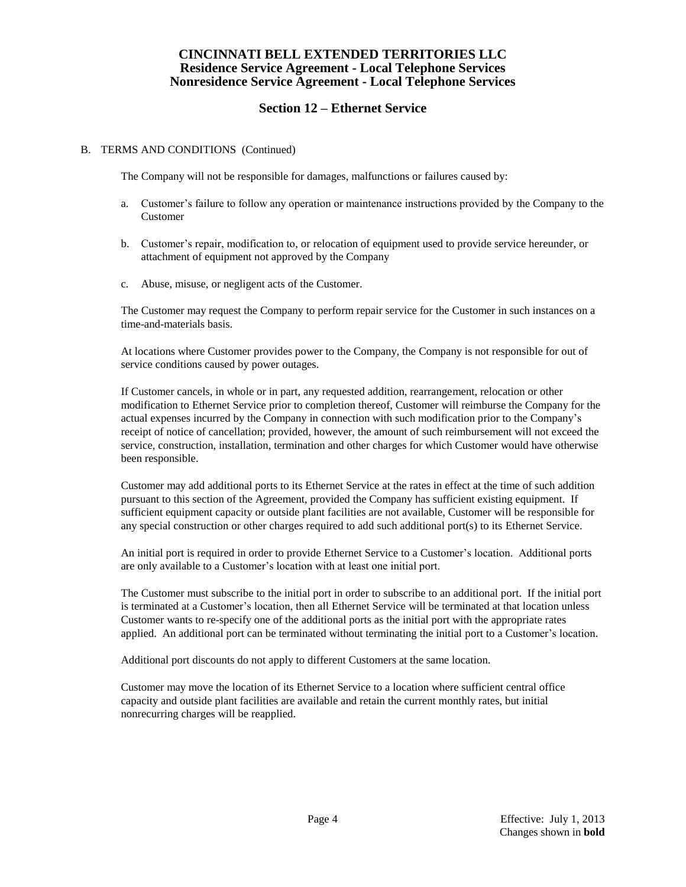## Section 12 – Ethernet Service

B. TERMS AND CONDITIONS (Continued)

The Company will not be responsible for damages, malfunctions or failures caused by:

a. Customer's failure to follow any operation or maintenance instructions provided by the Company to the Customer

b. Customer's repair, modification to, or relocation of equipment used to provide service hereunder, or attachment of equipment not approved by the Company

c. Abuse, misuse, or negligent acts of the Customer.

The Customer may request the Company to perform repair service for the Customer in such instances on a time-and-materials basis.

At locations where Customer provides power to the Company, the Company is not responsible for out of service conditions caused by power outages.

If Customer cancels, in whole or in part, any requested addition, rearrangement, relocation or other modification to Ethernet Service prior to completion thereof, Customer will reimburse the Company for the actual expenses incurred by the Company in connection with such modification prior to the Company's receipt of notice of cancellation; provided, however, the amount of such reimbursement will not exceed the service, construction, installation, termination and other charges for which Customer would have otherwise been responsible.

Customer may add additional ports to its Ethernet Service at the rates in effect at the time of such addition pursuant to this section of the Agreement, provided the Company has sufficient existing equipment. If sufficient equipment capacity or outside plant facilities are not available, Customer will be responsible for any special construction or other charges required to add such additional port(s) to its Ethernet Service.

An initial port is required in order to provide Ethernet Service to a Customer's location. Additional ports are only available to a Customer's location with at least one initial port.

The Customer must subscribe to the initial port in order to subscribe to an additional port. If the initial port is terminated at a Customer's location, then all Ethernet Service will be terminated at that location unless Customer wants to re-specify one of the additional ports as the initial port with the appropriate rates applied. An additional port can be terminated without terminating the initial port to a Customer's location.

Additional port discounts do not apply to different Customers at the same location.

Customer may move the location of its Ethernet Service to a location where sufficient central office capacity and outside plant facilities are available and retain the current monthly rates, but initial nonrecurring charges will be reapplied.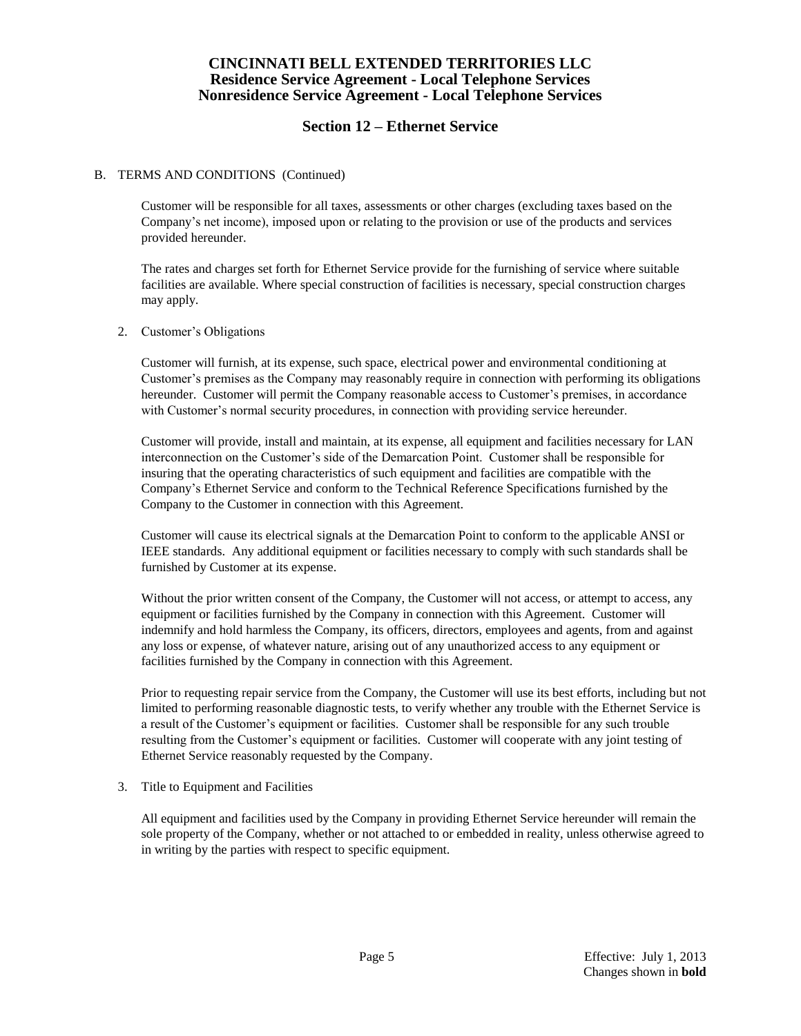# CINCINNATI BELL EXTENDED TERRITORIES LLC
## Residence Service Agreement - Local Telephone Services
## Nonresidence Service Agreement - Local Telephone Services

## Section 12 – Ethernet Service

B. TERMS AND CONDITIONS (Continued)

Customer will be responsible for all taxes, assessments or other charges (excluding taxes based on the Company's net income), imposed upon or relating to the provision or use of the products and services provided hereunder.

The rates and charges set forth for Ethernet Service provide for the furnishing of service where suitable facilities are available. Where special construction of facilities is necessary, special construction charges may apply.

2. Customer's Obligations

Customer will furnish, at its expense, such space, electrical power and environmental conditioning at Customer's premises as the Company may reasonably require in connection with performing its obligations hereunder. Customer will permit the Company reasonable access to Customer's premises, in accordance with Customer's normal security procedures, in connection with providing service hereunder.

Customer will provide, install and maintain, at its expense, all equipment and facilities necessary for LAN interconnection on the Customer's side of the Demarcation Point. Customer shall be responsible for insuring that the operating characteristics of such equipment and facilities are compatible with the Company's Ethernet Service and conform to the Technical Reference Specifications furnished by the Company to the Customer in connection with this Agreement.

Customer will cause its electrical signals at the Demarcation Point to conform to the applicable ANSI or IEEE standards. Any additional equipment or facilities necessary to comply with such standards shall be furnished by Customer at its expense.

Without the prior written consent of the Company, the Customer will not access, or attempt to access, any equipment or facilities furnished by the Company in connection with this Agreement. Customer will indemnify and hold harmless the Company, its officers, directors, employees and agents, from and against any loss or expense, of whatever nature, arising out of any unauthorized access to any equipment or facilities furnished by the Company in connection with this Agreement.

Prior to requesting repair service from the Company, the Customer will use its best efforts, including but not limited to performing reasonable diagnostic tests, to verify whether any trouble with the Ethernet Service is a result of the Customer's equipment or facilities. Customer shall be responsible for any such trouble resulting from the Customer's equipment or facilities. Customer will cooperate with any joint testing of Ethernet Service reasonably requested by the Company.

3. Title to Equipment and Facilities

All equipment and facilities used by the Company in providing Ethernet Service hereunder will remain the sole property of the Company, whether or not attached to or embedded in reality, unless otherwise agreed to in writing by the parties with respect to specific equipment.

Effective: July 1, 2013
Changes shown in **bold**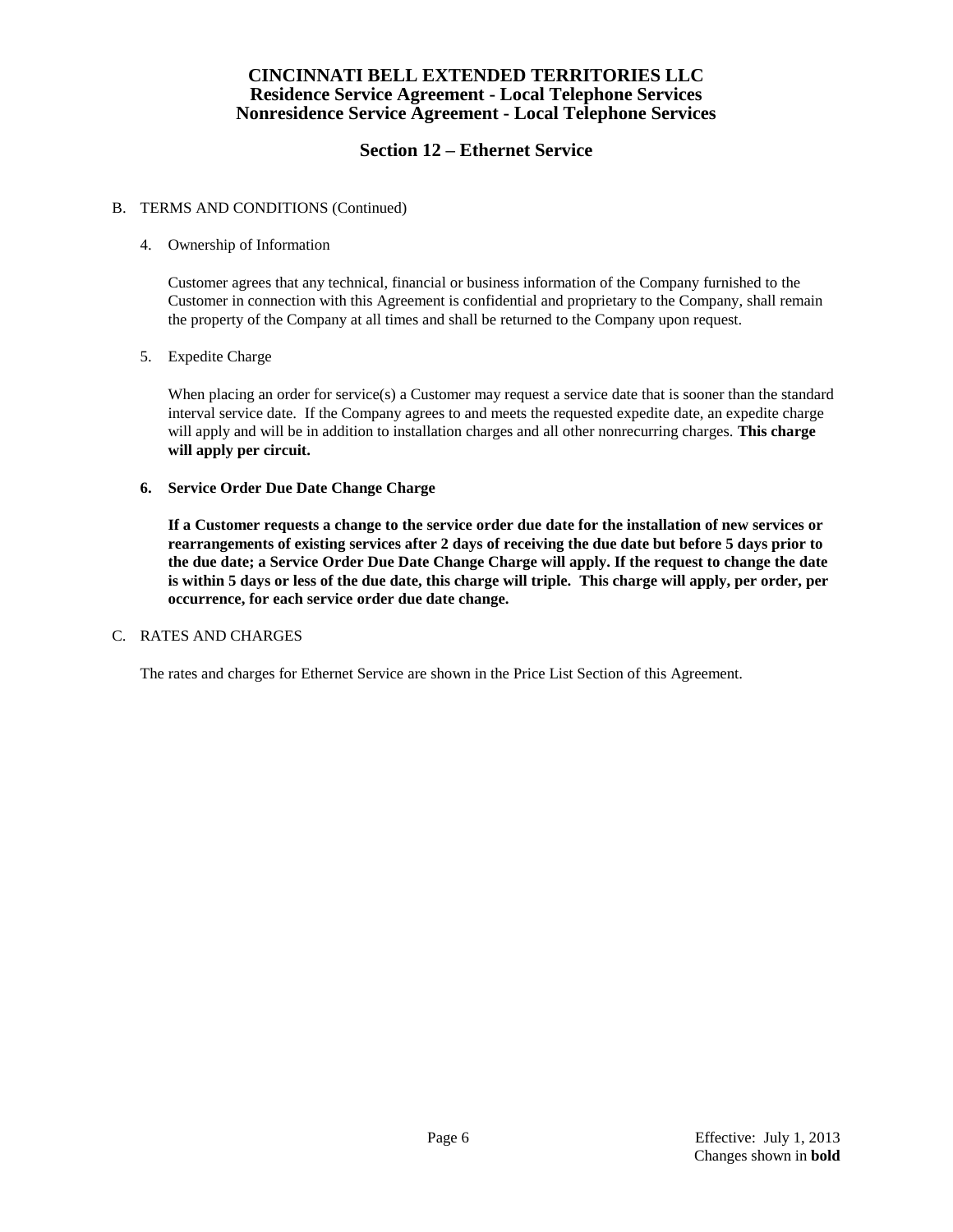# CINCINNATI BELL EXTENDED TERRITORIES LLC
## Residence Service Agreement - Local Telephone Services
## Nonresidence Service Agreement - Local Telephone Services

## Section 12 – Ethernet Service

B. TERMS AND CONDITIONS (Continued)

4. Ownership of Information

   Customer agrees that any technical, financial or business information of the Company furnished to the Customer in connection with this Agreement is confidential and proprietary to the Company, shall remain the property of the Company at all times and shall be returned to the Company upon request.

5. Expedite Charge

   When placing an order for service(s) a Customer may request a service date that is sooner than the standard interval service date. If the Company agrees to and meets the requested expedite date, an expedite charge will apply and will be in addition to installation charges and all other nonrecurring charges. **This charge will apply per circuit.**

**6. Service Order Due Date Change Charge**

   **If a Customer requests a change to the service order due date for the installation of new services or rearrangements of existing services after 2 days of receiving the due date but before 5 days prior to the due date; a Service Order Due Date Change Charge will apply. If the request to change the date is within 5 days or less of the due date, this charge will triple. This charge will apply, per order, per occurrence, for each service order due date change.**

C. RATES AND CHARGES

The rates and charges for Ethernet Service are shown in the Price List Section of this Agreement.

Effective: July 1, 2013
Changes shown in **bold**